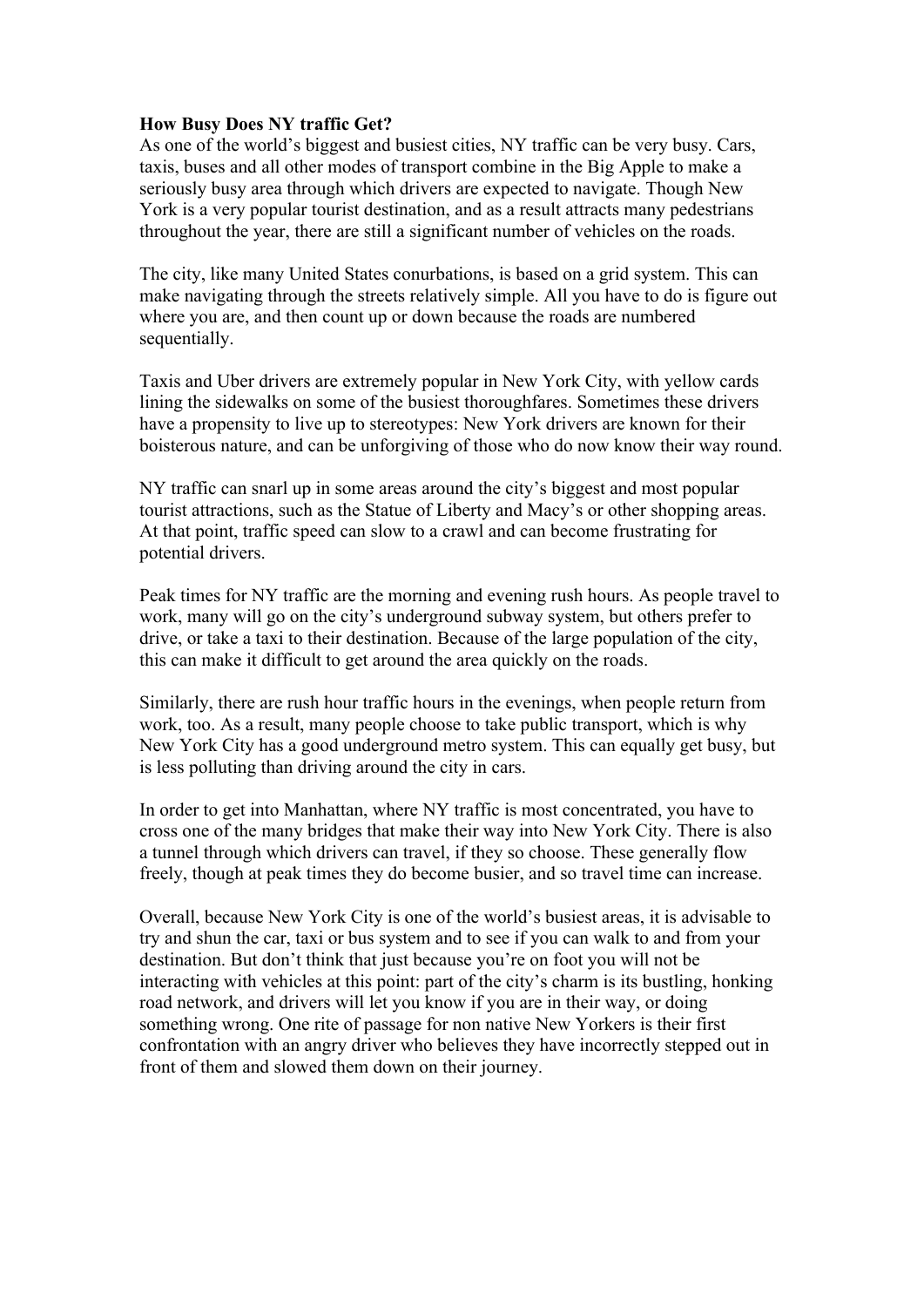**How Busy Does NY traffic Get?**

As one of the world's biggest and busiest cities, NY traffic can be very busy. Cars, taxis, buses and all other modes of transport combine in the Big Apple to make a seriously busy area through which drivers are expected to navigate. Though New York is a very popular tourist destination, and as a result attracts many pedestrians throughout the year, there are still a significant number of vehicles on the roads.

The city, like many United States conurbations, is based on a grid system. This can make navigating through the streets relatively simple. All you have to do is figure out where you are, and then count up or down because the roads are numbered sequentially.

Taxis and Uber drivers are extremely popular in New York City, with yellow cards lining the sidewalks on some of the busiest thoroughfares. Sometimes these drivers have a propensity to live up to stereotypes: New York drivers are known for their boisterous nature, and can be unforgiving of those who do now know their way round.

NY traffic can snarl up in some areas around the city's biggest and most popular tourist attractions, such as the Statue of Liberty and Macy's or other shopping areas. At that point, traffic speed can slow to a crawl and can become frustrating for potential drivers.

Peak times for NY traffic are the morning and evening rush hours. As people travel to work, many will go on the city's underground subway system, but others prefer to drive, or take a taxi to their destination. Because of the large population of the city, this can make it difficult to get around the area quickly on the roads.

Similarly, there are rush hour traffic hours in the evenings, when people return from work, too. As a result, many people choose to take public transport, which is why New York City has a good underground metro system. This can equally get busy, but is less polluting than driving around the city in cars.

In order to get into Manhattan, where NY traffic is most concentrated, you have to cross one of the many bridges that make their way into New York City. There is also a tunnel through which drivers can travel, if they so choose. These generally flow freely, though at peak times they do become busier, and so travel time can increase.

Overall, because New York City is one of the world's busiest areas, it is advisable to try and shun the car, taxi or bus system and to see if you can walk to and from your destination. But don't think that just because you're on foot you will not be interacting with vehicles at this point: part of the city's charm is its bustling, honking road network, and drivers will let you know if you are in their way, or doing something wrong. One rite of passage for non native New Yorkers is their first confrontation with an angry driver who believes they have incorrectly stepped out in front of them and slowed them down on their journey.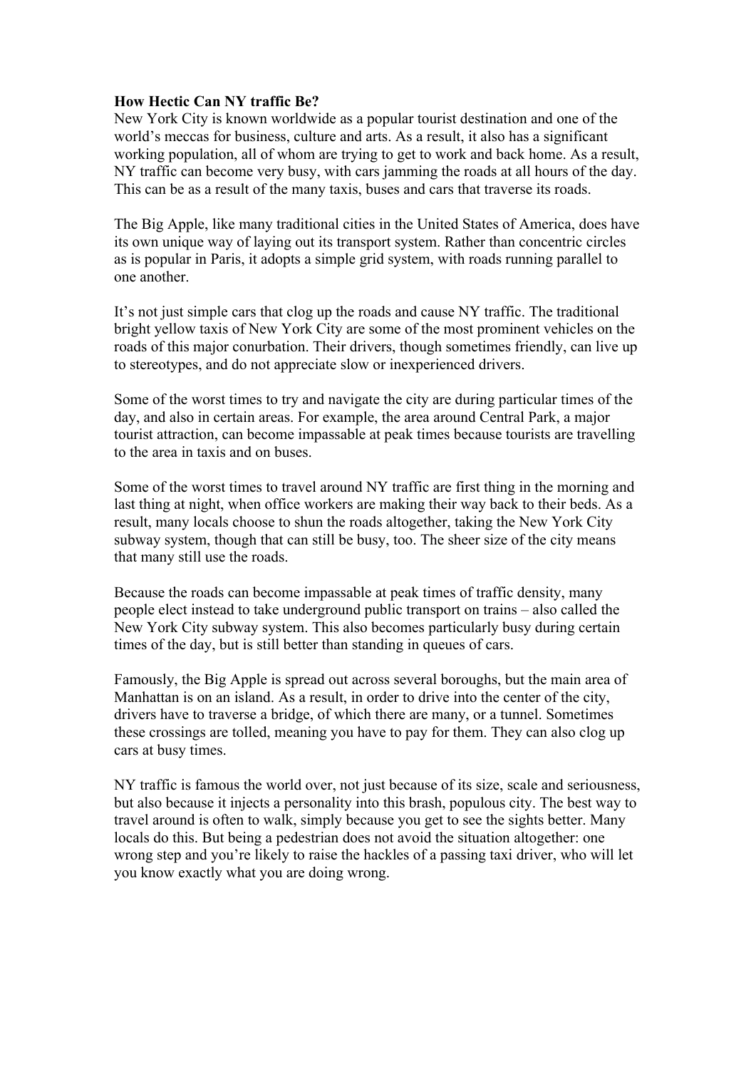**How Hectic Can NY traffic Be?**

New York City is known worldwide as a popular tourist destination and one of the world's meccas for business, culture and arts. As a result, it also has a significant working population, all of whom are trying to get to work and back home. As a result, NY traffic can become very busy, with cars jamming the roads at all hours of the day. This can be as a result of the many taxis, buses and cars that traverse its roads.

The Big Apple, like many traditional cities in the United States of America, does have its own unique way of laying out its transport system. Rather than concentric circles as is popular in Paris, it adopts a simple grid system, with roads running parallel to one another.

It's not just simple cars that clog up the roads and cause NY traffic. The traditional bright yellow taxis of New York City are some of the most prominent vehicles on the roads of this major conurbation. Their drivers, though sometimes friendly, can live up to stereotypes, and do not appreciate slow or inexperienced drivers.

Some of the worst times to try and navigate the city are during particular times of the day, and also in certain areas. For example, the area around Central Park, a major tourist attraction, can become impassable at peak times because tourists are travelling to the area in taxis and on buses.

Some of the worst times to travel around NY traffic are first thing in the morning and last thing at night, when office workers are making their way back to their beds. As a result, many locals choose to shun the roads altogether, taking the New York City subway system, though that can still be busy, too. The sheer size of the city means that many still use the roads.

Because the roads can become impassable at peak times of traffic density, many people elect instead to take underground public transport on trains – also called the New York City subway system. This also becomes particularly busy during certain times of the day, but is still better than standing in queues of cars.

Famously, the Big Apple is spread out across several boroughs, but the main area of Manhattan is on an island. As a result, in order to drive into the center of the city, drivers have to traverse a bridge, of which there are many, or a tunnel. Sometimes these crossings are tolled, meaning you have to pay for them. They can also clog up cars at busy times.

NY traffic is famous the world over, not just because of its size, scale and seriousness, but also because it injects a personality into this brash, populous city. The best way to travel around is often to walk, simply because you get to see the sights better. Many locals do this. But being a pedestrian does not avoid the situation altogether: one wrong step and you're likely to raise the hackles of a passing taxi driver, who will let you know exactly what you are doing wrong.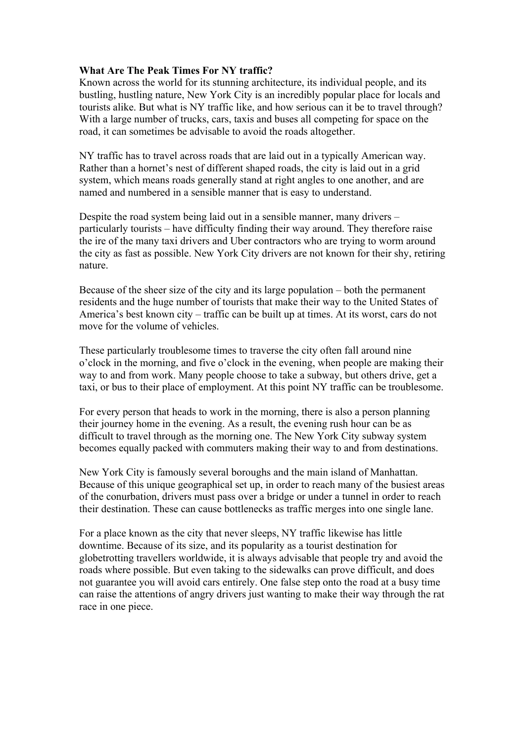**What Are The Peak Times For NY traffic?**

Known across the world for its stunning architecture, its individual people, and its bustling, hustling nature, New York City is an incredibly popular place for locals and tourists alike. But what is NY traffic like, and how serious can it be to travel through? With a large number of trucks, cars, taxis and buses all competing for space on the road, it can sometimes be advisable to avoid the roads altogether.

NY traffic has to travel across roads that are laid out in a typically American way. Rather than a hornet's nest of different shaped roads, the city is laid out in a grid system, which means roads generally stand at right angles to one another, and are named and numbered in a sensible manner that is easy to understand.

Despite the road system being laid out in a sensible manner, many drivers – particularly tourists – have difficulty finding their way around. They therefore raise the ire of the many taxi drivers and Uber contractors who are trying to worm around the city as fast as possible. New York City drivers are not known for their shy, retiring nature.

Because of the sheer size of the city and its large population – both the permanent residents and the huge number of tourists that make their way to the United States of America's best known city – traffic can be built up at times. At its worst, cars do not move for the volume of vehicles.

These particularly troublesome times to traverse the city often fall around nine o'clock in the morning, and five o'clock in the evening, when people are making their way to and from work. Many people choose to take a subway, but others drive, get a taxi, or bus to their place of employment. At this point NY traffic can be troublesome.

For every person that heads to work in the morning, there is also a person planning their journey home in the evening. As a result, the evening rush hour can be as difficult to travel through as the morning one. The New York City subway system becomes equally packed with commuters making their way to and from destinations.

New York City is famously several boroughs and the main island of Manhattan. Because of this unique geographical set up, in order to reach many of the busiest areas of the conurbation, drivers must pass over a bridge or under a tunnel in order to reach their destination. These can cause bottlenecks as traffic merges into one single lane.

For a place known as the city that never sleeps, NY traffic likewise has little downtime. Because of its size, and its popularity as a tourist destination for globetrotting travellers worldwide, it is always advisable that people try and avoid the roads where possible. But even taking to the sidewalks can prove difficult, and does not guarantee you will avoid cars entirely. One false step onto the road at a busy time can raise the attentions of angry drivers just wanting to make their way through the rat race in one piece.